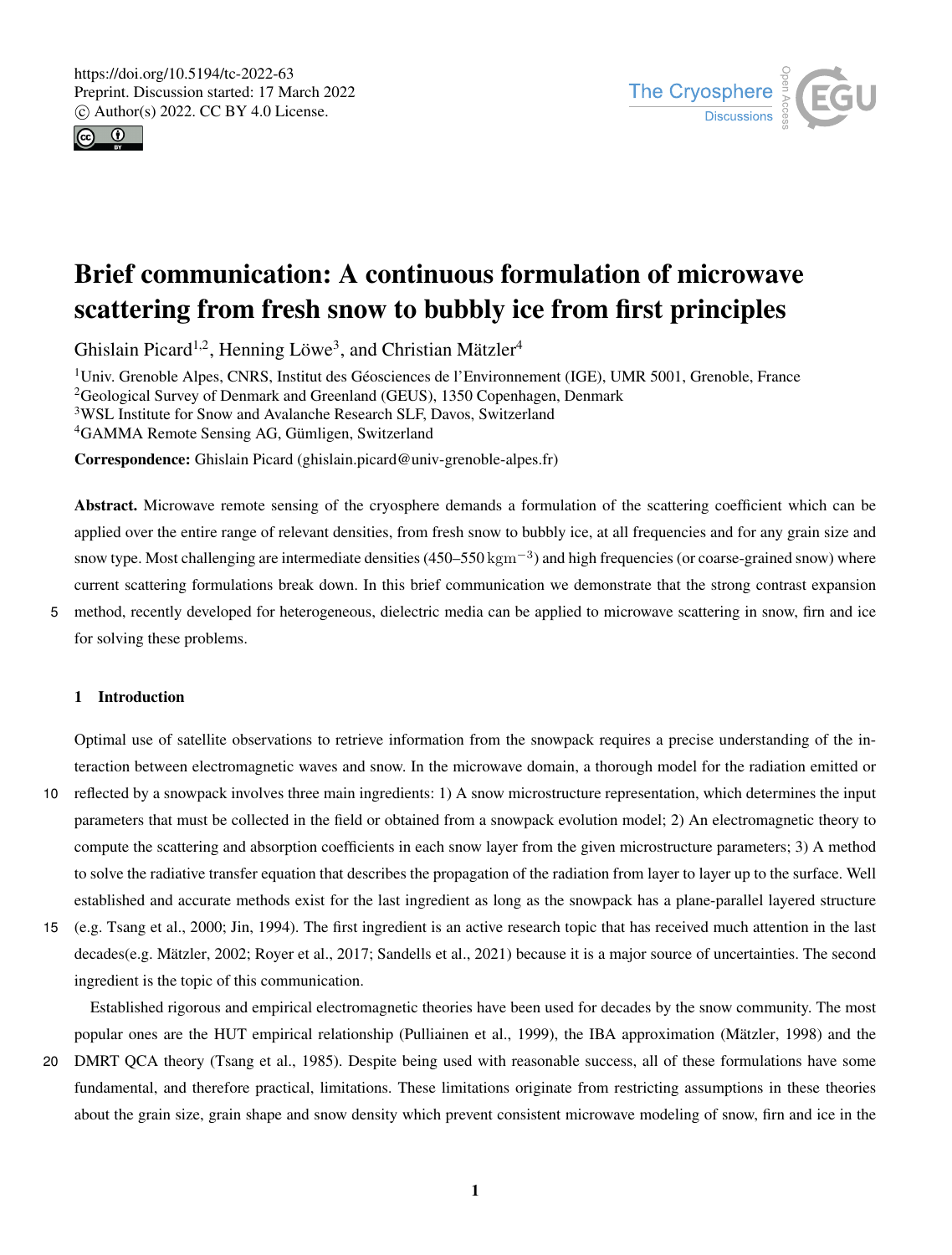# Brief communication: A continuous formulation of microwave scattering from fresh snow to bubbly ice from first principles

Ghislain Picard[1,2], Henning Löwe[3], and Christian Mätzler[4]

[1]Univ. Grenoble Alpes, CNRS, Institut des Géosciences de l'Environnement (IGE), UMR 5001, Grenoble, France
[2]Geological Survey of Denmark and Greenland (GEUS), 1350 Copenhagen, Denmark
[3]WSL Institute for Snow and Avalanche Research SLF, Davos, Switzerland
[4]GAMMA Remote Sensing AG, Gümligen, Switzerland

**Correspondence:** Ghislain Picard (ghislain.picard@univ-grenoble-alpes.fr)

**Abstract.** Microwave remote sensing of the cryosphere demands a formulation of the scattering coefficient which can be applied over the entire range of relevant densities, from fresh snow to bubbly ice, at all frequencies and for any grain size and snow type. Most challenging are intermediate densities (450–550 $\mathrm{kg\,m^{-3}}$) and high frequencies (or coarse-grained snow) where current scattering formulations break down. In this brief communication we demonstrate that the strong contrast expansion method, recently developed for heterogeneous, dielectric media can be applied to microwave scattering in snow, firn and ice for solving these problems.

## 1 Introduction

Optimal use of satellite observations to retrieve information from the snowpack requires a precise understanding of the interaction between electromagnetic waves and snow. In the microwave domain, a thorough model for the radiation emitted or reflected by a snowpack involves three main ingredients: 1) A snow microstructure representation, which determines the input parameters that must be collected in the field or obtained from a snowpack evolution model; 2) An electromagnetic theory to compute the scattering and absorption coefficients in each snow layer from the given microstructure parameters; 3) A method to solve the radiative transfer equation that describes the propagation of the radiation from layer to layer up to the surface. Well established and accurate methods exist for the last ingredient as long as the snowpack has a plane-parallel layered structure (e.g. Tsang et al., 2000; Jin, 1994). The first ingredient is an active research topic that has received much attention in the last decades(e.g. Mätzler, 2002; Royer et al., 2017; Sandells et al., 2021) because it is a major source of uncertainties. The second ingredient is the topic of this communication.

Established rigorous and empirical electromagnetic theories have been used for decades by the snow community. The most popular ones are the HUT empirical relationship (Pulliainen et al., 1999), the IBA approximation (Mätzler, 1998) and the DMRT QCA theory (Tsang et al., 1985). Despite being used with reasonable success, all of these formulations have some fundamental, and therefore practical, limitations. These limitations originate from restricting assumptions in these theories about the grain size, grain shape and snow density which prevent consistent microwave modeling of snow, firn and ice in the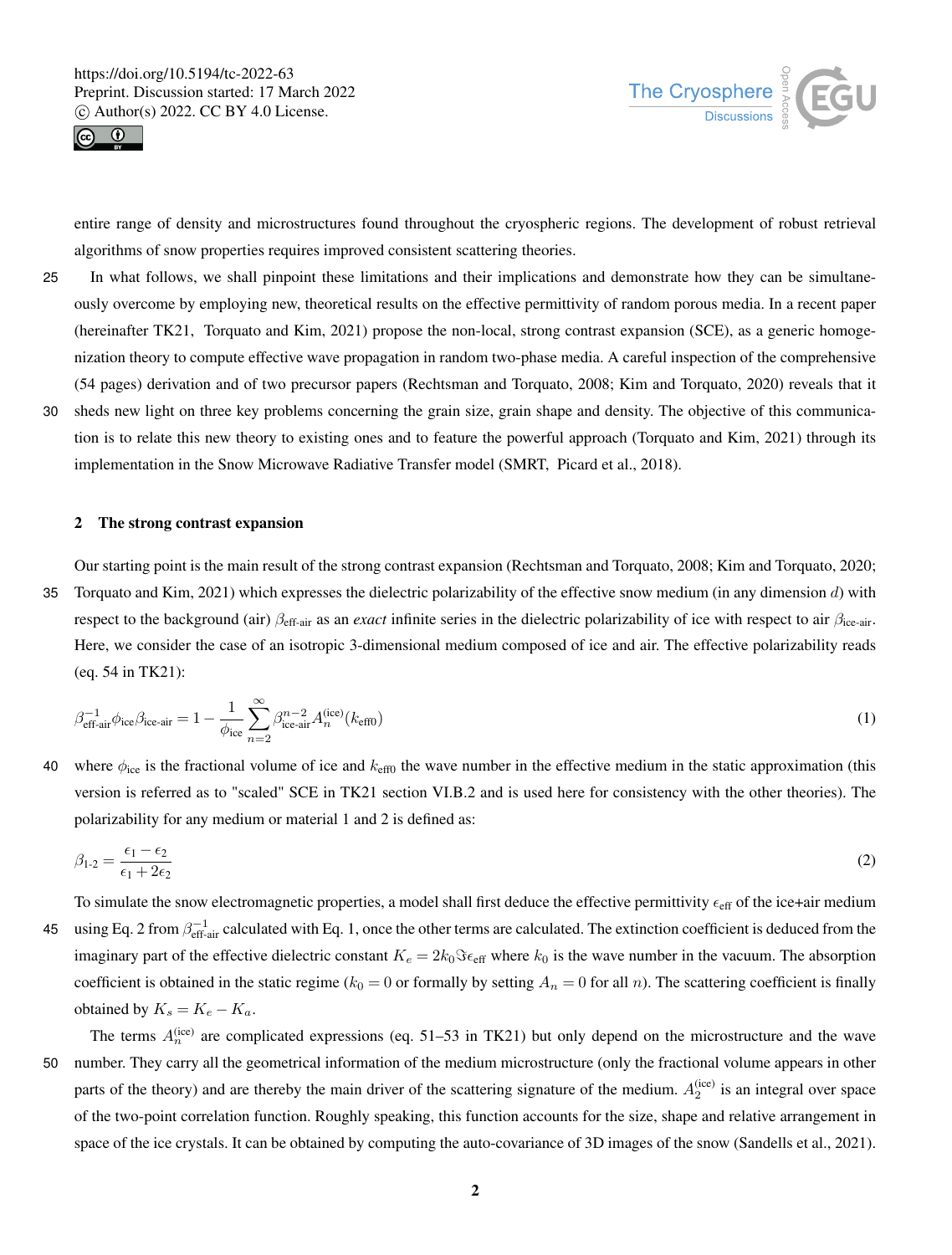entire range of density and microstructures found throughout the cryospheric regions. The development of robust retrieval algorithms of snow properties requires improved consistent scattering theories.

In what follows, we shall pinpoint these limitations and their implications and demonstrate how they can be simultaneously overcome by employing new, theoretical results on the effective permittivity of random porous media. In a recent paper (hereinafter TK21, Torquato and Kim, 2021) propose the non-local, strong contrast expansion (SCE), as a generic homogenization theory to compute effective wave propagation in random two-phase media. A careful inspection of the comprehensive (54 pages) derivation and of two precursor papers (Rechtsman and Torquato, 2008; Kim and Torquato, 2020) reveals that it sheds new light on three key problems concerning the grain size, grain shape and density. The objective of this communication is to relate this new theory to existing ones and to feature the powerful approach (Torquato and Kim, 2021) through its implementation in the Snow Microwave Radiative Transfer model (SMRT, Picard et al., 2018).

## 2 The strong contrast expansion

Our starting point is the main result of the strong contrast expansion (Rechtsman and Torquato, 2008; Kim and Torquato, 2020; Torquato and Kim, 2021) which expresses the dielectric polarizability of the effective snow medium (in any dimension $d$) with respect to the background (air) $\beta_{\text{eff-air}}$ as an *exact* infinite series in the dielectric polarizability of ice with respect to air $\beta_{\text{ice-air}}$. Here, we consider the case of an isotropic 3-dimensional medium composed of ice and air. The effective polarizability reads (eq. 54 in TK21):

$$\beta_{\text{eff-air}}^{-1}\phi_{\text{ice}}\beta_{\text{ice-air}} = 1 - \frac{1}{\phi_{\text{ice}}}\sum_{n=2}^{\infty}\beta_{\text{ice-air}}^{n-2}A_n^{(\text{ice})}(k_{\text{eff0}}) \tag{1}$$

where $\phi_{\text{ice}}$ is the fractional volume of ice and $k_{\text{eff0}}$ the wave number in the effective medium in the static approximation (this version is referred as to "scaled" SCE in TK21 section VI.B.2 and is used here for consistency with the other theories). The polarizability for any medium or material 1 and 2 is defined as:

$$\beta_{\text{1-2}} = \frac{\epsilon_1 - \epsilon_2}{\epsilon_1 + 2\epsilon_2} \tag{2}$$

To simulate the snow electromagnetic properties, a model shall first deduce the effective permittivity $\epsilon_{\text{eff}}$ of the ice+air medium using Eq. 2 from $\beta_{\text{eff-air}}^{-1}$ calculated with Eq. 1, once the other terms are calculated. The extinction coefficient is deduced from the imaginary part of the effective dielectric constant $K_e = 2k_0\Im\epsilon_{\text{eff}}$ where $k_0$ is the wave number in the vacuum. The absorption coefficient is obtained in the static regime ($k_0 = 0$ or formally by setting $A_n = 0$ for all $n$). The scattering coefficient is finally obtained by $K_s = K_e - K_a$.

The terms $A_n^{(\text{ice})}$ are complicated expressions (eq. 51–53 in TK21) but only depend on the microstructure and the wave number. They carry all the geometrical information of the medium microstructure (only the fractional volume appears in other parts of the theory) and are thereby the main driver of the scattering signature of the medium. $A_2^{(\text{ice})}$ is an integral over space of the two-point correlation function. Roughly speaking, this function accounts for the size, shape and relative arrangement in space of the ice crystals. It can be obtained by computing the auto-covariance of 3D images of the snow (Sandells et al., 2021).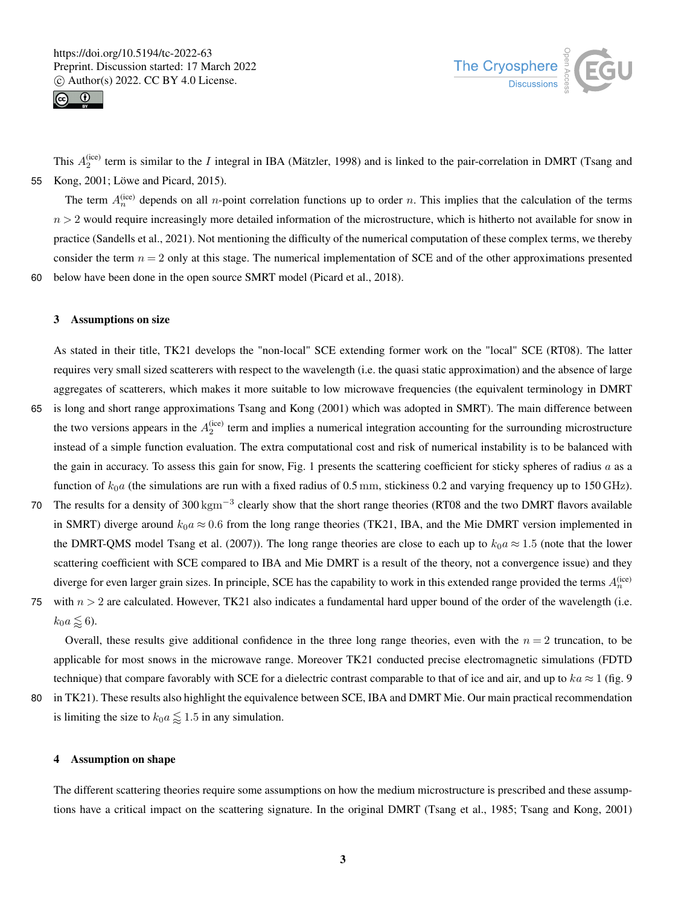This $A_2^{(\mathrm{ice})}$ term is similar to the $I$ integral in IBA (Mätzler, 1998) and is linked to the pair-correlation in DMRT (Tsang and Kong, 2001; Löwe and Picard, 2015).

The term $A_n^{(\mathrm{ice})}$ depends on all $n$-point correlation functions up to order $n$. This implies that the calculation of the terms $n > 2$ would require increasingly more detailed information of the microstructure, which is hitherto not available for snow in practice (Sandells et al., 2021). Not mentioning the difficulty of the numerical computation of these complex terms, we thereby consider the term $n = 2$ only at this stage. The numerical implementation of SCE and of the other approximations presented below have been done in the open source SMRT model (Picard et al., 2018).

## 3 Assumptions on size

As stated in their title, TK21 develops the "non-local" SCE extending former work on the "local" SCE (RT08). The latter requires very small sized scatterers with respect to the wavelength (i.e. the quasi static approximation) and the absence of large aggregates of scatterers, which makes it more suitable to low microwave frequencies (the equivalent terminology in DMRT is long and short range approximations Tsang and Kong (2001) which was adopted in SMRT). The main difference between the two versions appears in the $A_2^{(\mathrm{ice})}$ term and implies a numerical integration accounting for the surrounding microstructure instead of a simple function evaluation. The extra computational cost and risk of numerical instability is to be balanced with the gain in accuracy. To assess this gain for snow, Fig. 1 presents the scattering coefficient for sticky spheres of radius $a$ as a function of $k_0 a$ (the simulations are run with a fixed radius of 0.5 mm, stickiness 0.2 and varying frequency up to 150 GHz). The results for a density of 300 $\mathrm{kg\,m^{-3}}$ clearly show that the short range theories (RT08 and the two DMRT flavors available in SMRT) diverge around $k_0 a \approx 0.6$ from the long range theories (TK21, IBA, and the Mie DMRT version implemented in the DMRT-QMS model Tsang et al. (2007)). The long range theories are close to each up to $k_0 a \approx 1.5$ (note that the lower scattering coefficient with SCE compared to IBA and Mie DMRT is a result of the theory, not a convergence issue) and they diverge for even larger grain sizes. In principle, SCE has the capability to work in this extended range provided the terms $A_n^{(\mathrm{ice})}$ with $n > 2$ are calculated. However, TK21 also indicates a fundamental hard upper bound of the order of the wavelength (i.e. $k_0 a \lessapprox 6$).

Overall, these results give additional confidence in the three long range theories, even with the $n = 2$ truncation, to be applicable for most snows in the microwave range. Moreover TK21 conducted precise electromagnetic simulations (FDTD technique) that compare favorably with SCE for a dielectric contrast comparable to that of ice and air, and up to $ka \approx 1$ (fig. 9 in TK21). These results also highlight the equivalence between SCE, IBA and DMRT Mie. Our main practical recommendation is limiting the size to $k_0 a \lessapprox 1.5$ in any simulation.

## 4 Assumption on shape

The different scattering theories require some assumptions on how the medium microstructure is prescribed and these assumptions have a critical impact on the scattering signature. In the original DMRT (Tsang et al., 1985; Tsang and Kong, 2001)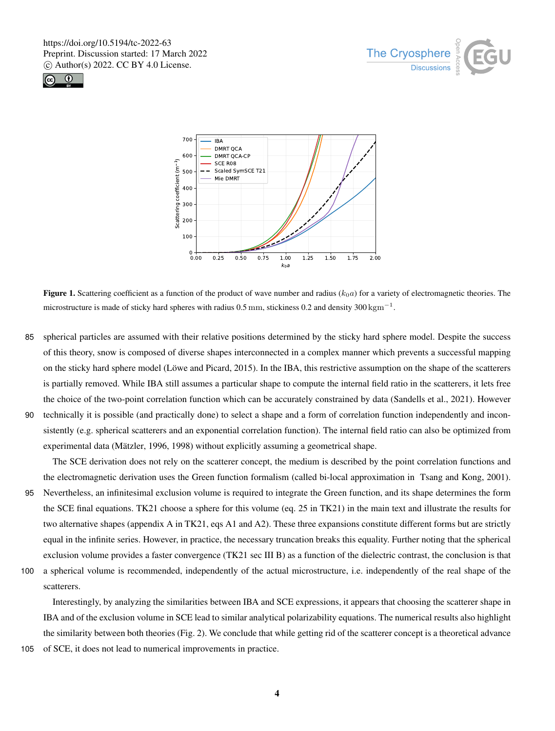**Figure 1.** Scattering coefficient as a function of the product of wave number and radius ($k_0a$) for a variety of electromagnetic theories. The microstructure is made of sticky hard spheres with radius 0.5 mm, stickiness 0.2 and density 300 $\mathrm{kg\,m^{-1}}$.

spherical particles are assumed with their relative positions determined by the sticky hard sphere model. Despite the success of this theory, snow is composed of diverse shapes interconnected in a complex manner which prevents a successful mapping on the sticky hard sphere model (Löwe and Picard, 2015). In the IBA, this restrictive assumption on the shape of the scatterers is partially removed. While IBA still assumes a particular shape to compute the internal field ratio in the scatterers, it lets free the choice of the two-point correlation function which can be accurately constrained by data (Sandells et al., 2021). However technically it is possible (and practically done) to select a shape and a form of correlation function independently and inconsistently (e.g. spherical scatterers and an exponential correlation function). The internal field ratio can also be optimized from experimental data (Mätzler, 1996, 1998) without explicitly assuming a geometrical shape.

The SCE derivation does not rely on the scatterer concept, the medium is described by the point correlation functions and the electromagnetic derivation uses the Green function formalism (called bi-local approximation in Tsang and Kong, 2001). Nevertheless, an infinitesimal exclusion volume is required to integrate the Green function, and its shape determines the form the SCE final equations. TK21 choose a sphere for this volume (eq. 25 in TK21) in the main text and illustrate the results for two alternative shapes (appendix A in TK21, eqs A1 and A2). These three expansions constitute different forms but are strictly equal in the infinite series. However, in practice, the necessary truncation breaks this equality. Further noting that the spherical exclusion volume provides a faster convergence (TK21 sec III B) as a function of the dielectric contrast, the conclusion is that a spherical volume is recommended, independently of the actual microstructure, i.e. independently of the real shape of the scatterers.

Interestingly, by analyzing the similarities between IBA and SCE expressions, it appears that choosing the scatterer shape in IBA and of the exclusion volume in SCE lead to similar analytical polarizability equations. The numerical results also highlight the similarity between both theories (Fig. 2). We conclude that while getting rid of the scatterer concept is a theoretical advance of SCE, it does not lead to numerical improvements in practice.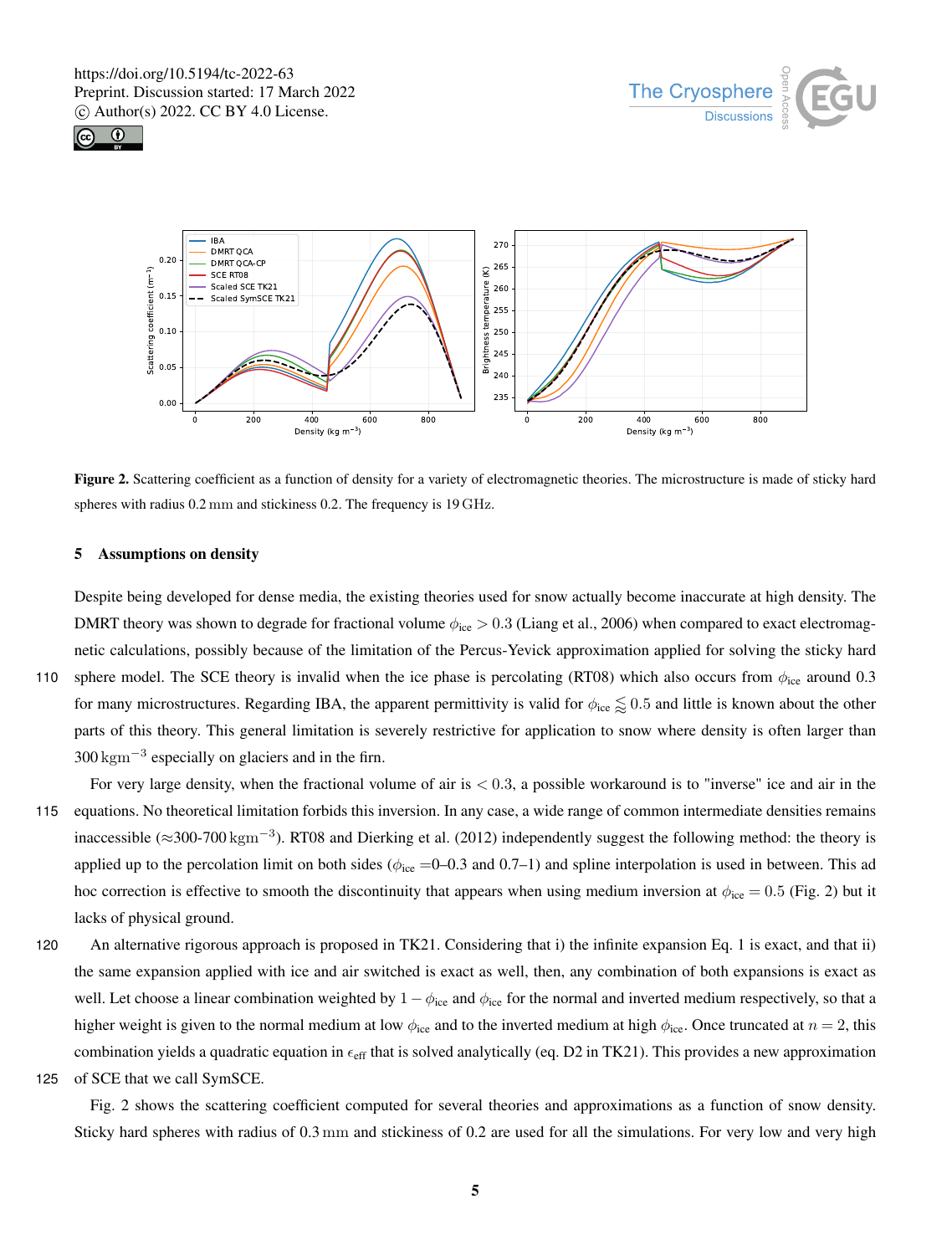**Figure 2.** Scattering coefficient as a function of density for a variety of electromagnetic theories. The microstructure is made of sticky hard spheres with radius 0.2 mm and stickiness 0.2. The frequency is 19 GHz.

## 5 Assumptions on density

Despite being developed for dense media, the existing theories used for snow actually become inaccurate at high density. The DMRT theory was shown to degrade for fractional volume $\phi_{\mathrm{ice}} > 0.3$ (Liang et al., 2006) when compared to exact electromagnetic calculations, possibly because of the limitation of the Percus-Yevick approximation applied for solving the sticky hard sphere model. The SCE theory is invalid when the ice phase is percolating (RT08) which also occurs from $\phi_{\mathrm{ice}}$ around 0.3 for many microstructures. Regarding IBA, the apparent permittivity is valid for $\phi_{\mathrm{ice}} \lessapprox 0.5$ and little is known about the other parts of this theory. This general limitation is severely restrictive for application to snow where density is often larger than $300\,\mathrm{kg\,m^{-3}}$ especially on glaciers and in the firn.

For very large density, when the fractional volume of air is $< 0.3$, a possible workaround is to "inverse" ice and air in the equations. No theoretical limitation forbids this inversion. In any case, a wide range of common intermediate densities remains inaccessible ($\approx$300-700 $\mathrm{kg\,m^{-3}}$). RT08 and Dierking et al. (2012) independently suggest the following method: the theory is applied up to the percolation limit on both sides ($\phi_{\mathrm{ice}}$ =0–0.3 and 0.7–1) and spline interpolation is used in between. This ad hoc correction is effective to smooth the discontinuity that appears when using medium inversion at $\phi_{\mathrm{ice}} = 0.5$ (Fig. 2) but it lacks of physical ground.

An alternative rigorous approach is proposed in TK21. Considering that i) the infinite expansion Eq. 1 is exact, and that ii) the same expansion applied with ice and air switched is exact as well, then, any combination of both expansions is exact as well. Let choose a linear combination weighted by $1 - \phi_{\mathrm{ice}}$ and $\phi_{\mathrm{ice}}$ for the normal and inverted medium respectively, so that a higher weight is given to the normal medium at low $\phi_{\mathrm{ice}}$ and to the inverted medium at high $\phi_{\mathrm{ice}}$. Once truncated at $n = 2$, this combination yields a quadratic equation in $\epsilon_{\mathrm{eff}}$ that is solved analytically (eq. D2 in TK21). This provides a new approximation of SCE that we call SymSCE.

Fig. 2 shows the scattering coefficient computed for several theories and approximations as a function of snow density. Sticky hard spheres with radius of 0.3 mm and stickiness of 0.2 are used for all the simulations. For very low and very high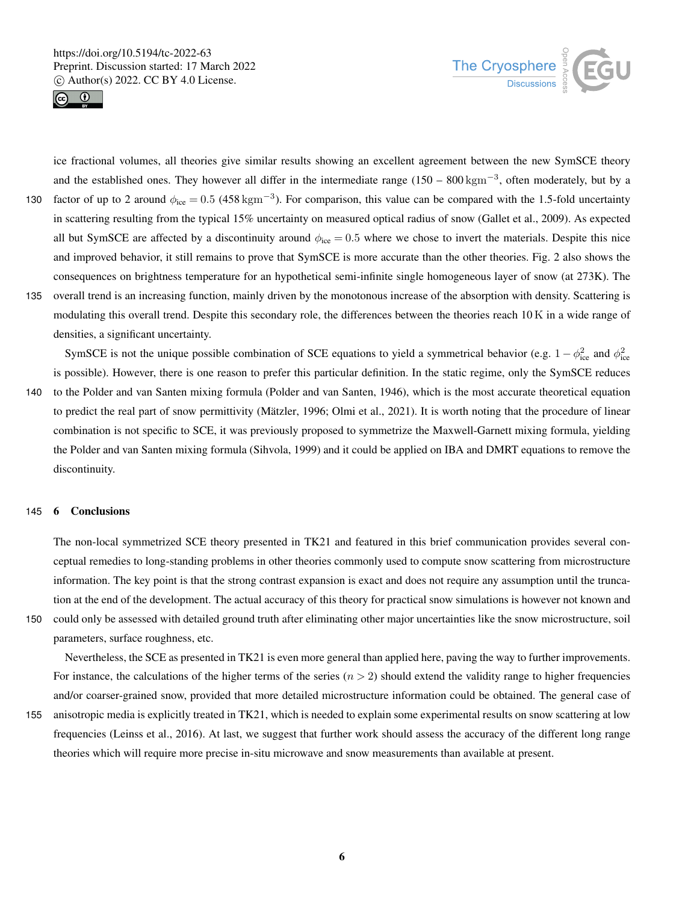ice fractional volumes, all theories give similar results showing an excellent agreement between the new SymSCE theory and the established ones. They however all differ in the intermediate range (150 – 800 $\mathrm{kg\,m^{-3}}$, often moderately, but by a factor of up to 2 around $\phi_{\mathrm{ice}} = 0.5$ (458 $\mathrm{kg\,m^{-3}}$). For comparison, this value can be compared with the 1.5-fold uncertainty in scattering resulting from the typical 15% uncertainty on measured optical radius of snow (Gallet et al., 2009). As expected all but SymSCE are affected by a discontinuity around $\phi_{\mathrm{ice}} = 0.5$ where we chose to invert the materials. Despite this nice and improved behavior, it still remains to prove that SymSCE is more accurate than the other theories. Fig. 2 also shows the consequences on brightness temperature for an hypothetical semi-infinite single homogeneous layer of snow (at 273K). The overall trend is an increasing function, mainly driven by the monotonous increase of the absorption with density. Scattering is modulating this overall trend. Despite this secondary role, the differences between the theories reach 10 K in a wide range of densities, a significant uncertainty.

SymSCE is not the unique possible combination of SCE equations to yield a symmetrical behavior (e.g. $1 - \phi_{\mathrm{ice}}^2$ and $\phi_{\mathrm{ice}}^2$ is possible). However, there is one reason to prefer this particular definition. In the static regime, only the SymSCE reduces to the Polder and van Santen mixing formula (Polder and van Santen, 1946), which is the most accurate theoretical equation to predict the real part of snow permittivity (Mätzler, 1996; Olmi et al., 2021). It is worth noting that the procedure of linear combination is not specific to SCE, it was previously proposed to symmetrize the Maxwell-Garnett mixing formula, yielding the Polder and van Santen mixing formula (Sihvola, 1999) and it could be applied on IBA and DMRT equations to remove the discontinuity.

## 6 Conclusions

The non-local symmetrized SCE theory presented in TK21 and featured in this brief communication provides several conceptual remedies to long-standing problems in other theories commonly used to compute snow scattering from microstructure information. The key point is that the strong contrast expansion is exact and does not require any assumption until the truncation at the end of the development. The actual accuracy of this theory for practical snow simulations is however not known and could only be assessed with detailed ground truth after eliminating other major uncertainties like the snow microstructure, soil parameters, surface roughness, etc.

Nevertheless, the SCE as presented in TK21 is even more general than applied here, paving the way to further improvements. For instance, the calculations of the higher terms of the series ($n > 2$) should extend the validity range to higher frequencies and/or coarser-grained snow, provided that more detailed microstructure information could be obtained. The general case of anisotropic media is explicitly treated in TK21, which is needed to explain some experimental results on snow scattering at low frequencies (Leinss et al., 2016). At last, we suggest that further work should assess the accuracy of the different long range theories which will require more precise in-situ microwave and snow measurements than available at present.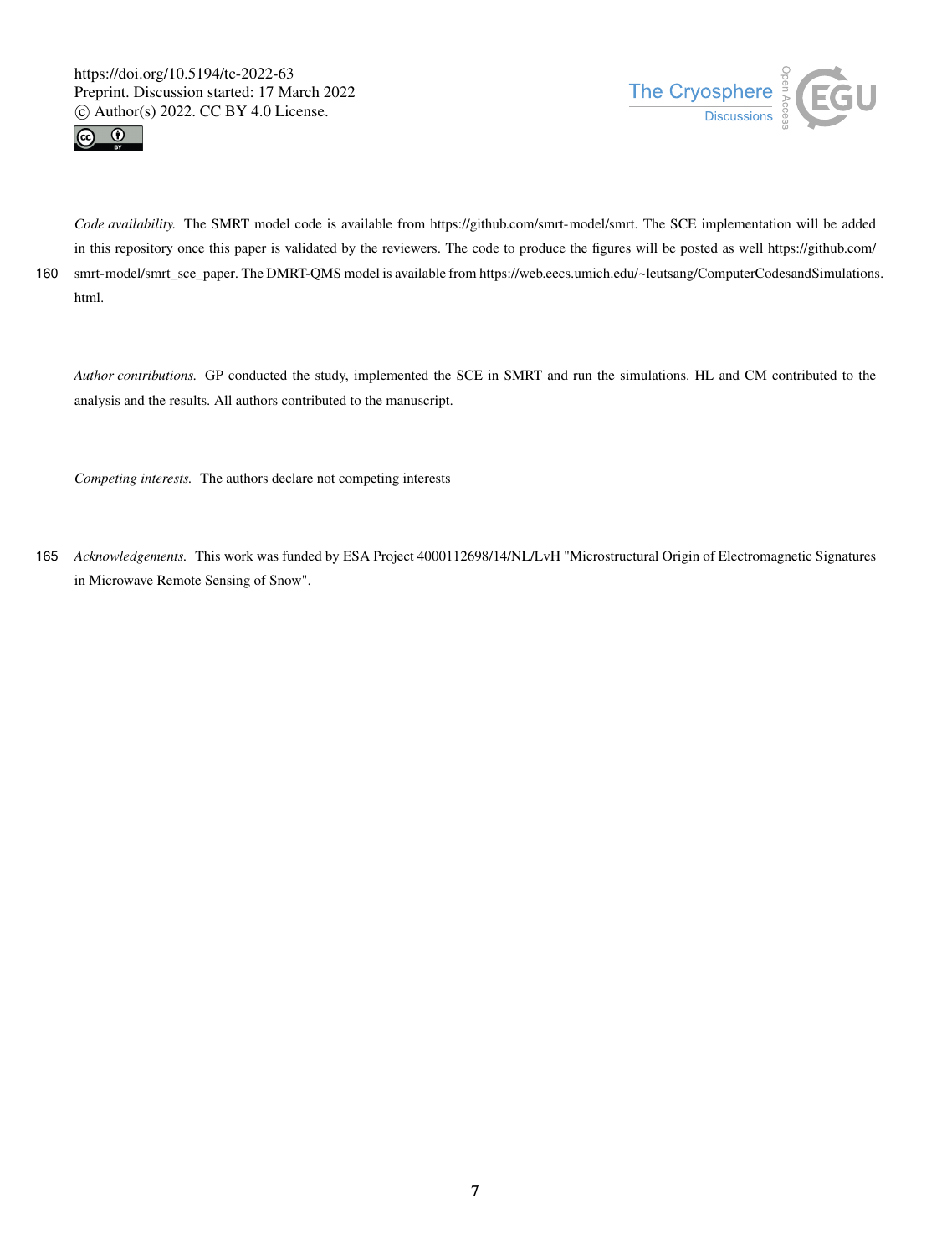*Code availability.* The SMRT model code is available from https://github.com/smrt-model/smrt. The SCE implementation will be added in this repository once this paper is validated by the reviewers. The code to produce the figures will be posted as well https://github.com/smrt-model/smrt_sce_paper. The DMRT-QMS model is available from https://web.eecs.umich.edu/~leutsang/ComputerCodesandSimulations.html.

*Author contributions.* GP conducted the study, implemented the SCE in SMRT and run the simulations. HL and CM contributed to the analysis and the results. All authors contributed to the manuscript.

*Competing interests.* The authors declare not competing interests

*Acknowledgements.* This work was funded by ESA Project 4000112698/14/NL/LvH "Microstructural Origin of Electromagnetic Signatures in Microwave Remote Sensing of Snow".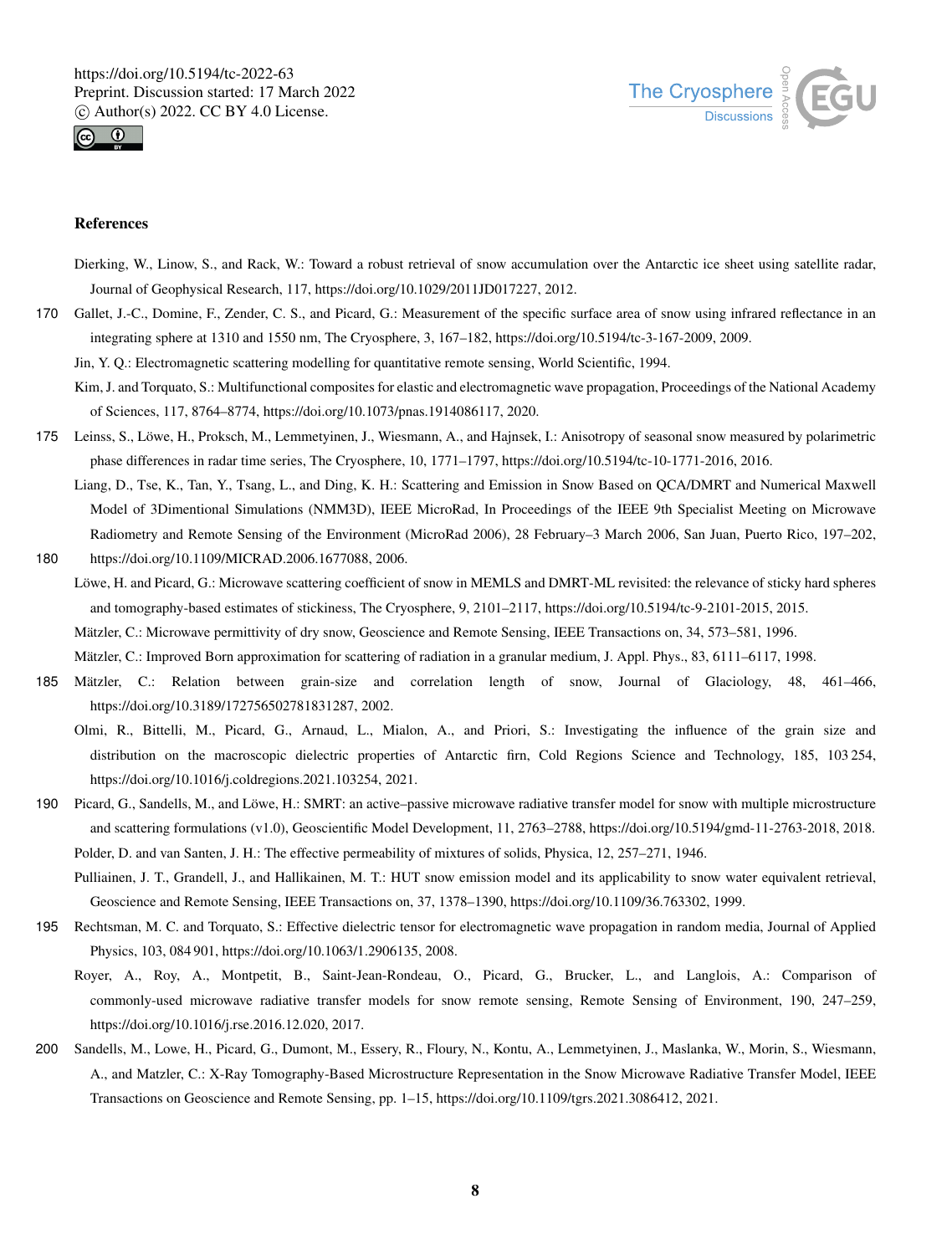## References

Dierking, W., Linow, S., and Rack, W.: Toward a robust retrieval of snow accumulation over the Antarctic ice sheet using satellite radar, Journal of Geophysical Research, 117, https://doi.org/10.1029/2011JD017227, 2012.

Gallet, J.-C., Domine, F., Zender, C. S., and Picard, G.: Measurement of the specific surface area of snow using infrared reflectance in an integrating sphere at 1310 and 1550 nm, The Cryosphere, 3, 167–182, https://doi.org/10.5194/tc-3-167-2009, 2009.

Jin, Y. Q.: Electromagnetic scattering modelling for quantitative remote sensing, World Scientific, 1994.

Kim, J. and Torquato, S.: Multifunctional composites for elastic and electromagnetic wave propagation, Proceedings of the National Academy of Sciences, 117, 8764–8774, https://doi.org/10.1073/pnas.1914086117, 2020.

Leinss, S., Löwe, H., Proksch, M., Lemmetyinen, J., Wiesmann, A., and Hajnsek, I.: Anisotropy of seasonal snow measured by polarimetric phase differences in radar time series, The Cryosphere, 10, 1771–1797, https://doi.org/10.5194/tc-10-1771-2016, 2016.

Liang, D., Tse, K., Tan, Y., Tsang, L., and Ding, K. H.: Scattering and Emission in Snow Based on QCA/DMRT and Numerical Maxwell Model of 3Dimentional Simulations (NMM3D), IEEE MicroRad, In Proceedings of the IEEE 9th Specialist Meeting on Microwave Radiometry and Remote Sensing of the Environment (MicroRad 2006), 28 February–3 March 2006, San Juan, Puerto Rico, 197–202, https://doi.org/10.1109/MICRAD.2006.1677088, 2006.

Löwe, H. and Picard, G.: Microwave scattering coefficient of snow in MEMLS and DMRT-ML revisited: the relevance of sticky hard spheres and tomography-based estimates of stickiness, The Cryosphere, 9, 2101–2117, https://doi.org/10.5194/tc-9-2101-2015, 2015.

Mätzler, C.: Microwave permittivity of dry snow, Geoscience and Remote Sensing, IEEE Transactions on, 34, 573–581, 1996.

Mätzler, C.: Improved Born approximation for scattering of radiation in a granular medium, J. Appl. Phys., 83, 6111–6117, 1998.

Mätzler, C.: Relation between grain-size and correlation length of snow, Journal of Glaciology, 48, 461–466, https://doi.org/10.3189/172756502781831287, 2002.

Olmi, R., Bittelli, M., Picard, G., Arnaud, L., Mialon, A., and Priori, S.: Investigating the influence of the grain size and distribution on the macroscopic dielectric properties of Antarctic firn, Cold Regions Science and Technology, 185, 103 254, https://doi.org/10.1016/j.coldregions.2021.103254, 2021.

Picard, G., Sandells, M., and Löwe, H.: SMRT: an active–passive microwave radiative transfer model for snow with multiple microstructure and scattering formulations (v1.0), Geoscientific Model Development, 11, 2763–2788, https://doi.org/10.5194/gmd-11-2763-2018, 2018.

Polder, D. and van Santen, J. H.: The effective permeability of mixtures of solids, Physica, 12, 257–271, 1946.

Pulliainen, J. T., Grandell, J., and Hallikainen, M. T.: HUT snow emission model and its applicability to snow water equivalent retrieval, Geoscience and Remote Sensing, IEEE Transactions on, 37, 1378–1390, https://doi.org/10.1109/36.763302, 1999.

Rechtsman, M. C. and Torquato, S.: Effective dielectric tensor for electromagnetic wave propagation in random media, Journal of Applied Physics, 103, 084 901, https://doi.org/10.1063/1.2906135, 2008.

Royer, A., Roy, A., Montpetit, B., Saint-Jean-Rondeau, O., Picard, G., Brucker, L., and Langlois, A.: Comparison of commonly-used microwave radiative transfer models for snow remote sensing, Remote Sensing of Environment, 190, 247–259, https://doi.org/10.1016/j.rse.2016.12.020, 2017.

Sandells, M., Lowe, H., Picard, G., Dumont, M., Essery, R., Floury, N., Kontu, A., Lemmetyinen, J., Maslanka, W., Morin, S., Wiesmann, A., and Matzler, C.: X-Ray Tomography-Based Microstructure Representation in the Snow Microwave Radiative Transfer Model, IEEE Transactions on Geoscience and Remote Sensing, pp. 1–15, https://doi.org/10.1109/tgrs.2021.3086412, 2021.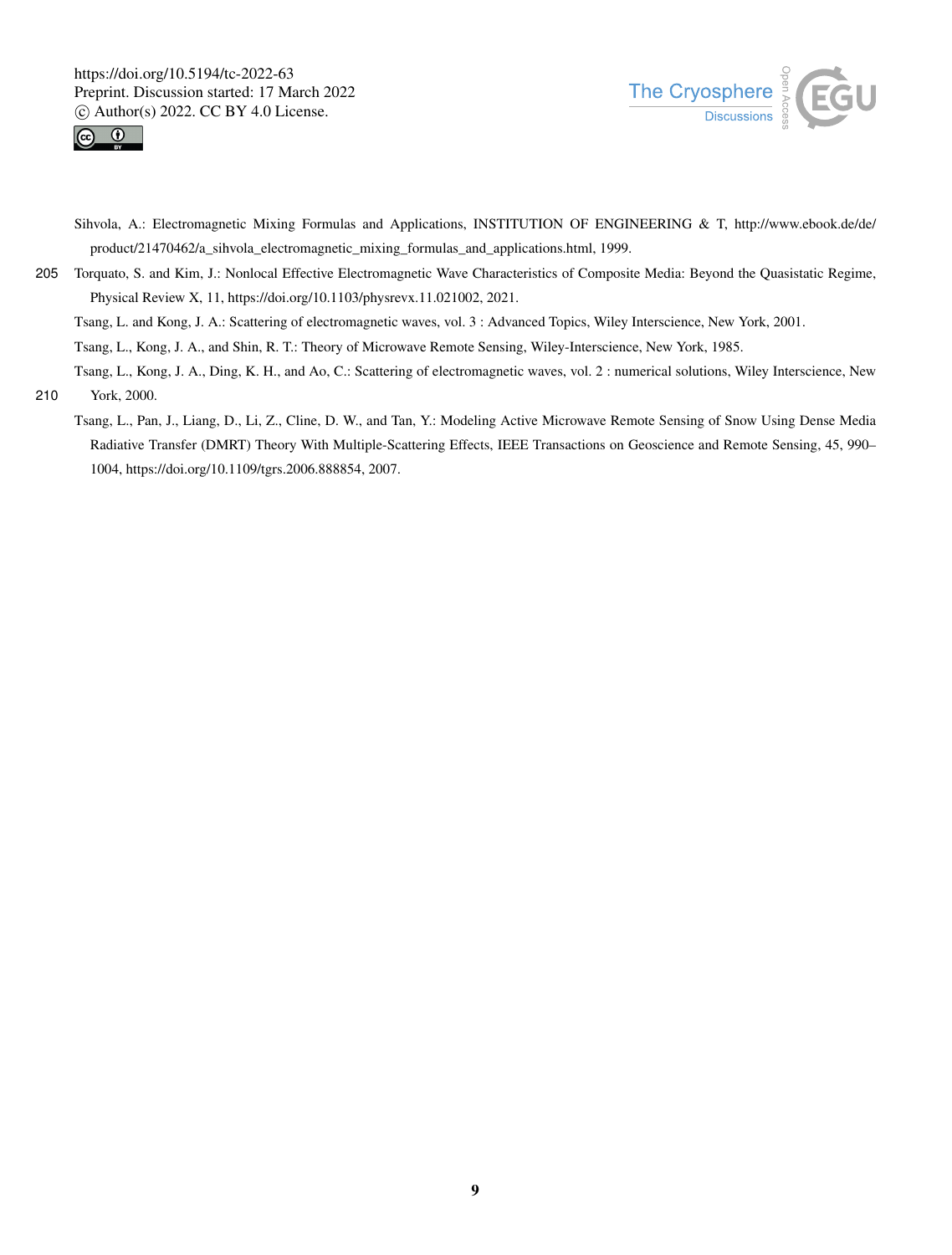Sihvola, A.: Electromagnetic Mixing Formulas and Applications, INSTITUTION OF ENGINEERING & T, http://www.ebook.de/de/product/21470462/a_sihvola_electromagnetic_mixing_formulas_and_applications.html, 1999.

Torquato, S. and Kim, J.: Nonlocal Effective Electromagnetic Wave Characteristics of Composite Media: Beyond the Quasistatic Regime, Physical Review X, 11, https://doi.org/10.1103/physrevx.11.021002, 2021.

Tsang, L. and Kong, J. A.: Scattering of electromagnetic waves, vol. 3 : Advanced Topics, Wiley Interscience, New York, 2001.

Tsang, L., Kong, J. A., and Shin, R. T.: Theory of Microwave Remote Sensing, Wiley-Interscience, New York, 1985.

Tsang, L., Kong, J. A., Ding, K. H., and Ao, C.: Scattering of electromagnetic waves, vol. 2 : numerical solutions, Wiley Interscience, New York, 2000.

Tsang, L., Pan, J., Liang, D., Li, Z., Cline, D. W., and Tan, Y.: Modeling Active Microwave Remote Sensing of Snow Using Dense Media Radiative Transfer (DMRT) Theory With Multiple-Scattering Effects, IEEE Transactions on Geoscience and Remote Sensing, 45, 990–1004, https://doi.org/10.1109/tgrs.2006.888854, 2007.